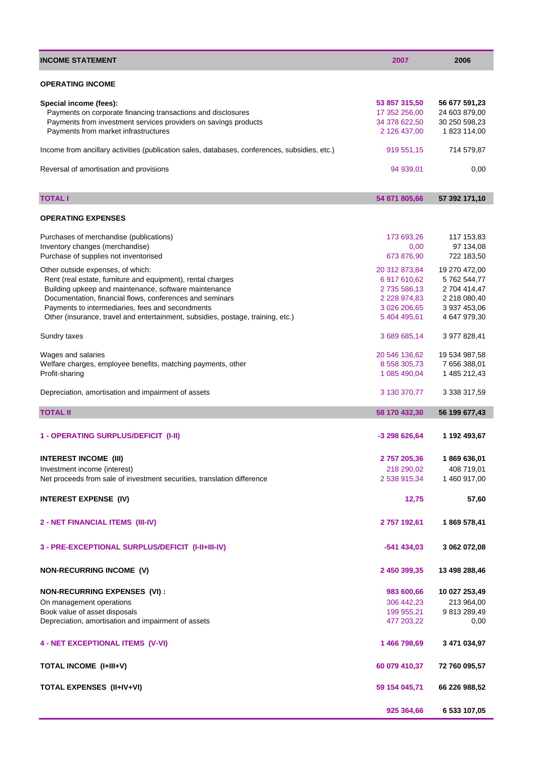| INCOME STATEMENT | 2007 | 2006 |
|---|---|---|
| **OPERATING INCOME** | | |
| **Special income (fees):** | **53 857 315,50** | **56 677 591,23** |
| Payments on corporate financing transactions and disclosures | 17 352 256,00 | 24 603 879,00 |
| Payments from investment services providers on savings products | 34 378 622,50 | 30 250 598,23 |
| Payments from market infrastructures | 2 126 437,00 | 1 823 114,00 |
| Income from ancillary activities (publication sales, databases, conferences, subsidies, etc.) | 919 551,15 | 714 579,87 |
| Reversal of amortisation and provisions | 94 939,01 | 0,00 |
| **TOTAL I** | **54 871 805,66** | **57 392 171,10** |
| **OPERATING EXPENSES** | | |
| Purchases of merchandise (publications) | 173 693,26 | 117 153,83 |
| Inventory changes (merchandise) | 0,00 | 97 134,08 |
| Purchase of supplies not inventorised | 673 876,90 | 722 183,50 |
| Other outside expenses, of which: | 20 312 873,84 | 19 270 472,00 |
| Rent (real estate, furniture and equipment), rental charges | 6 917 610,62 | 5 762 544,77 |
| Building upkeep and maintenance, software maintenance | 2 735 586,13 | 2 704 414,47 |
| Documentation, financial flows, conferences and seminars | 2 228 974,83 | 2 218 080,40 |
| Payments to intermediaries, fees and secondments | 3 026 206,65 | 3 937 453,06 |
| Other (insurance, travel and entertainment, subsidies, postage, training, etc.) | 5 404 495,61 | 4 647 979,30 |
| Sundry taxes | 3 689 685,14 | 3 977 828,41 |
| Wages and salaries | 20 546 136,62 | 19 534 987,58 |
| Welfare charges, employee benefits, matching payments, other | 8 558 305,73 | 7 656 388,01 |
| Profit-sharing | 1 085 490,04 | 1 485 212,43 |
| Depreciation, amortisation and impairment of assets | 3 130 370,77 | 3 338 317,59 |
| **TOTAL II** | **58 170 432,30** | **56 199 677,43** |
| **1 - OPERATING SURPLUS/DEFICIT (I-II)** | **-3 298 626,64** | **1 192 493,67** |
| **INTEREST INCOME (III)** | **2 757 205,36** | **1 869 636,01** |
| Investment income (interest) | 218 290,02 | 408 719,01 |
| Net proceeds from sale of investment securities, translation difference | 2 538 915,34 | 1 460 917,00 |
| **INTEREST EXPENSE (IV)** | **12,75** | **57,60** |
| **2 - NET FINANCIAL ITEMS (III-IV)** | **2 757 192,61** | **1 869 578,41** |
| **3 - PRE-EXCEPTIONAL SURPLUS/DEFICIT (I-II+III-IV)** | **-541 434,03** | **3 062 072,08** |
| **NON-RECURRING INCOME (V)** | **2 450 399,35** | **13 498 288,46** |
| **NON-RECURRING EXPENSES (VI) :** | **983 600,66** | **10 027 253,49** |
| On management operations | 306 442,23 | 213 964,00 |
| Book value of asset disposals | 199 955,21 | 9 813 289,49 |
| Depreciation, amortisation and impairment of assets | 477 203,22 | 0,00 |
| **4 - NET EXCEPTIONAL ITEMS (V-VI)** | **1 466 798,69** | **3 471 034,97** |
| **TOTAL INCOME (I+III+V)** | **60 079 410,37** | **72 760 095,57** |
| **TOTAL EXPENSES (II+IV+VI)** | **59 154 045,71** | **66 226 988,52** |
| | **925 364,66** | **6 533 107,05** |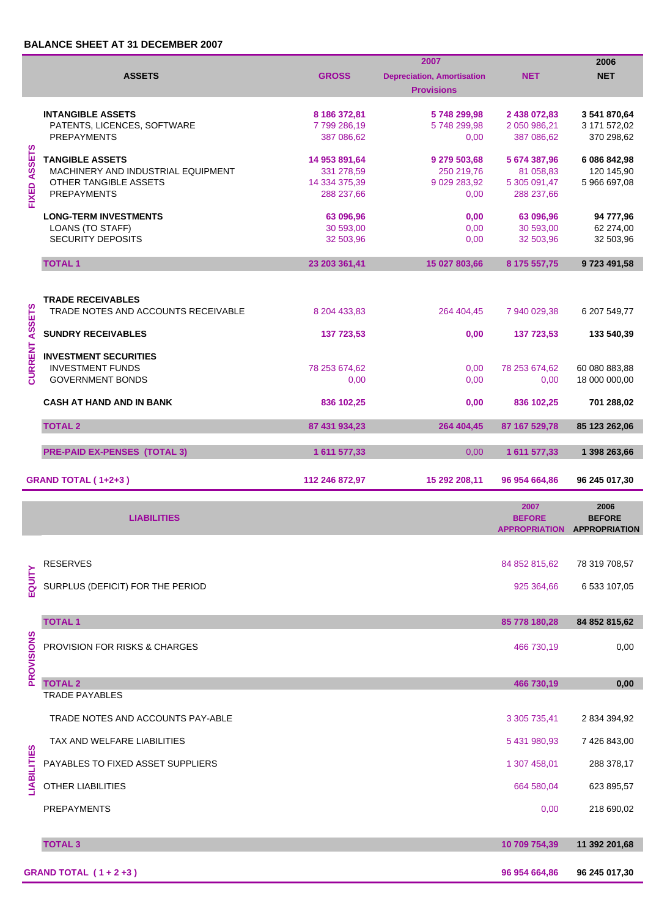# BALANCE SHEET AT 31 DECEMBER 2007

| | ASSETS | 2007 GROSS | 2007 Depreciation, Amortisation Provisions | 2007 NET | 2006 NET |
|---|---|---|---|---|---|
| FIXED ASSETS | **INTANGIBLE ASSETS** | **8 186 372,81** | **5 748 299,98** | **2 438 072,83** | **3 541 870,64** |
| | PATENTS, LICENCES, SOFTWARE | 7 799 286,19 | 5 748 299,98 | 2 050 986,21 | 3 171 572,02 |
| | PREPAYMENTS | 387 086,62 | 0,00 | 387 086,62 | 370 298,62 |
| | **TANGIBLE ASSETS** | **14 953 891,64** | **9 279 503,68** | **5 674 387,96** | **6 086 842,98** |
| | MACHINERY AND INDUSTRIAL EQUIPMENT | 331 278,59 | 250 219,76 | 81 058,83 | 120 145,90 |
| | OTHER TANGIBLE ASSETS | 14 334 375,39 | 9 029 283,92 | 5 305 091,47 | 5 966 697,08 |
| | PREPAYMENTS | 288 237,66 | 0,00 | 288 237,66 | |
| | **LONG-TERM INVESTMENTS** | **63 096,96** | **0,00** | **63 096,96** | **94 777,96** |
| | LOANS (TO STAFF) | 30 593,00 | 0,00 | 30 593,00 | 62 274,00 |
| | SECURITY DEPOSITS | 32 503,96 | 0,00 | 32 503,96 | 32 503,96 |
| | **TOTAL 1** | **23 203 361,41** | **15 027 803,66** | **8 175 557,75** | **9 723 491,58** |
| CURRENT ASSETS | **TRADE RECEIVABLES** | | | | |
| | TRADE NOTES AND ACCOUNTS RECEIVABLE | 8 204 433,83 | 264 404,45 | 7 940 029,38 | 6 207 549,77 |
| | **SUNDRY RECEIVABLES** | **137 723,53** | **0,00** | **137 723,53** | **133 540,39** |
| | **INVESTMENT SECURITIES** | | | | |
| | INVESTMENT FUNDS | 78 253 674,62 | 0,00 | 78 253 674,62 | 60 080 883,88 |
| | GOVERNMENT BONDS | 0,00 | 0,00 | 0,00 | 18 000 000,00 |
| | **CASH AT HAND AND IN BANK** | **836 102,25** | **0,00** | **836 102,25** | **701 288,02** |
| | **TOTAL 2** | **87 431 934,23** | **264 404,45** | **87 167 529,78** | **85 123 262,06** |
| | **PRE-PAID EX-PENSES (TOTAL 3)** | **1 611 577,33** | 0,00 | **1 611 577,33** | **1 398 263,66** |
| | **GRAND TOTAL ( 1+2+3 )** | **112 246 872,97** | **15 292 208,11** | **96 954 664,86** | **96 245 017,30** |

| | LIABILITIES | 2007 BEFORE APPROPRIATION | 2006 BEFORE APPROPRIATION |
|---|---|---|---|
| EQUITY | RESERVES | 84 852 815,62 | 78 319 708,57 |
| | SURPLUS (DEFICIT) FOR THE PERIOD | 925 364,66 | 6 533 107,05 |
| | **TOTAL 1** | **85 778 180,28** | **84 852 815,62** |
| PROVISIONS | PROVISION FOR RISKS & CHARGES | 466 730,19 | 0,00 |
| | **TOTAL 2** | **466 730,19** | **0,00** |
| LIABILITIES | TRADE PAYABLES | | |
| | TRADE NOTES AND ACCOUNTS PAY-ABLE | 3 305 735,41 | 2 834 394,92 |
| | TAX AND WELFARE LIABILITIES | 5 431 980,93 | 7 426 843,00 |
| | PAYABLES TO FIXED ASSET SUPPLIERS | 1 307 458,01 | 288 378,17 |
| | OTHER LIABILITIES | 664 580,04 | 623 895,57 |
| | PREPAYMENTS | 0,00 | 218 690,02 |
| | **TOTAL 3** | **10 709 754,39** | **11 392 201,68** |
| | **GRAND TOTAL ( 1 + 2 +3 )** | **96 954 664,86** | **96 245 017,30** |